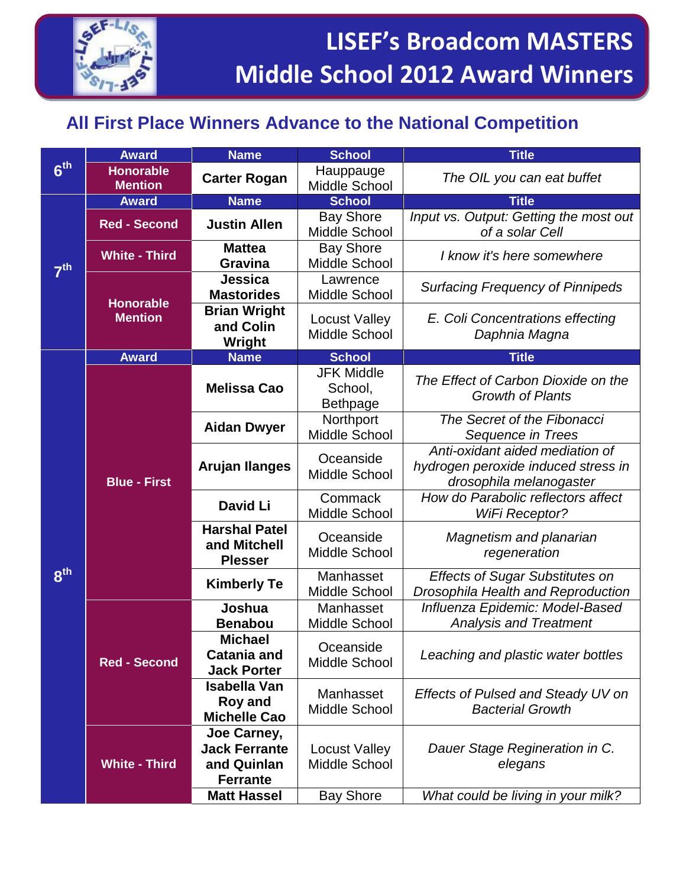# LISEF's Broadcom MASTERS Middle School 2012 Award Winners

## All First Place Winners Advance to the National Competition

| Grade | Award | Name | School | Title |
|---|---|---|---|---|
| 6th | Honorable Mention | Carter Rogan | Hauppauge Middle School | *The OIL you can eat buffet* |
| | **Award** | **Name** | **School** | **Title** |
| 7th | Red - Second | Justin Allen | Bay Shore Middle School | *Input vs. Output: Getting the most out of a solar Cell* |
| | White - Third | Mattea Gravina | Bay Shore Middle School | *I know it's here somewhere* |
| | Honorable Mention | Jessica Mastorides | Lawrence Middle School | *Surfacing Frequency of Pinnipeds* |
| | | Brian Wright and Colin Wright | Locust Valley Middle School | *E. Coli Concentrations effecting Daphnia Magna* |
| | **Award** | **Name** | **School** | **Title** |
| 8th | Blue - First | Melissa Cao | JFK Middle School, Bethpage | *The Effect of Carbon Dioxide on the Growth of Plants* |
| | | Aidan Dwyer | Northport Middle School | *The Secret of the Fibonacci Sequence in Trees* |
| | | Arujan Ilanges | Oceanside Middle School | *Anti-oxidant aided mediation of hydrogen peroxide induced stress in drosophila melanogaster* |
| | | David Li | Commack Middle School | *How do Parabolic reflectors affect WiFi Receptor?* |
| | | Harshal Patel and Mitchell Plesser | Oceanside Middle School | *Magnetism and planarian regeneration* |
| | | Kimberly Te | Manhasset Middle School | *Effects of Sugar Substitutes on Drosophila Health and Reproduction* |
| | Red - Second | Joshua Benabou | Manhasset Middle School | *Influenza Epidemic: Model-Based Analysis and Treatment* |
| | | Michael Catania and Jack Porter | Oceanside Middle School | *Leaching and plastic water bottles* |
| | | Isabella Van Roy and Michelle Cao | Manhasset Middle School | *Effects of Pulsed and Steady UV on Bacterial Growth* |
| | White - Third | Joe Carney, Jack Ferrante and Quinlan Ferrante | Locust Valley Middle School | *Dauer Stage Regineration in C. elegans* |
| | | Matt Hassel | Bay Shore | *What could be living in your milk?* |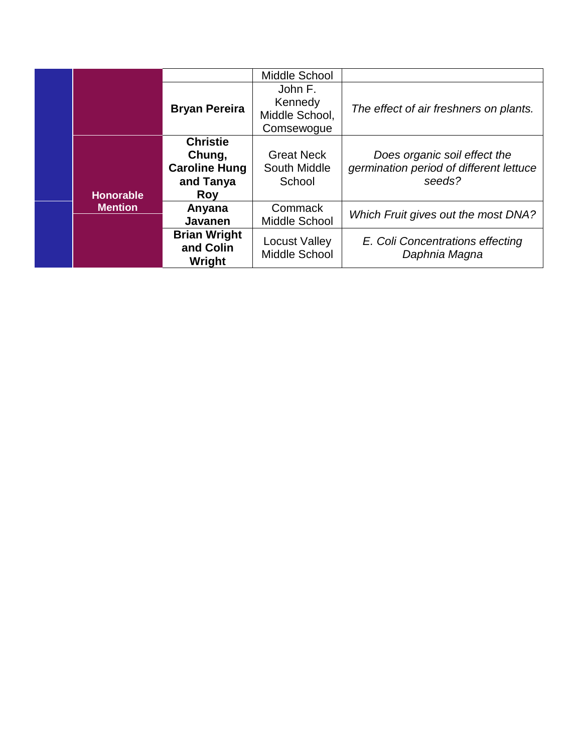| | | | | |
|---|---|---|---|---|
| | | | Middle School | |
| | | **Bryan Pereira** | John F. Kennedy Middle School, Comsewogue | *The effect of air freshners on plants.* |
| | **Honorable Mention** | **Christie Chung, Caroline Hung and Tanya Roy** | Great Neck South Middle School | *Does organic soil effect the germination period of different lettuce seeds?* |
| | | **Anyana Javanen** | Commack Middle School | *Which Fruit gives out the most DNA?* |
| | | **Brian Wright and Colin Wright** | Locust Valley Middle School | *E. Coli Concentrations effecting Daphnia Magna* |